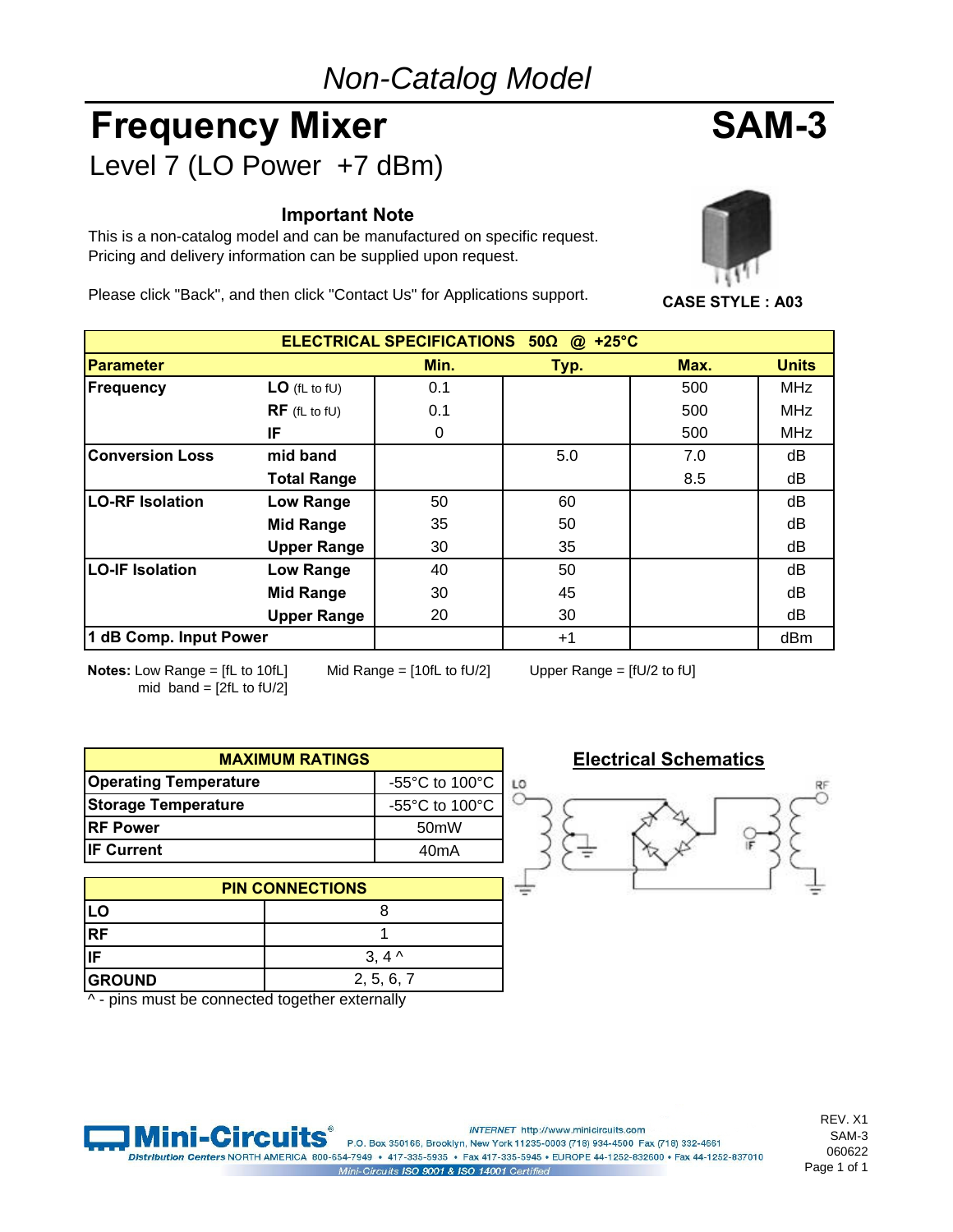*Non-Catalog Model*

# Frequency Mixer

# SAM-3

Level 7 (LO Power +7 dBm)

### Important Note

This is a non-catalog model and can be manufactured on specific request.
Pricing and delivery information can be supplied upon request.

Please click "Back", and then click "Contact Us" for Applications support.

**CASE STYLE : A03**

| ELECTRICAL SPECIFICATIONS 50Ω @ +25°C | | | | | |
|---|---|---|---|---|---|
| **Parameter** | | **Min.** | **Typ.** | **Max.** | **Units** |
| **Frequency** | **LO** (fL to fU) | 0.1 | | 500 | MHz |
| | **RF** (fL to fU) | 0.1 | | 500 | MHz |
| | **IF** | 0 | | 500 | MHz |
| **Conversion Loss** | **mid band** | | 5.0 | 7.0 | dB |
| | **Total Range** | | | 8.5 | dB |
| **LO-RF Isolation** | **Low Range** | 50 | 60 | | dB |
| | **Mid Range** | 35 | 50 | | dB |
| | **Upper Range** | 30 | 35 | | dB |
| **LO-IF Isolation** | **Low Range** | 40 | 50 | | dB |
| | **Mid Range** | 30 | 45 | | dB |
| | **Upper Range** | 20 | 30 | | dB |
| **1 dB Comp. Input Power** | | | +1 | | dBm |

**Notes:** Low Range = [fL to 10fL] Mid Range = [10fL to fU/2] Upper Range = [fU/2 to fU]
mid band = [2fL to fU/2]

| MAXIMUM RATINGS | |
|---|---|
| **Operating Temperature** | -55°C to 100°C |
| **Storage Temperature** | -55°C to 100°C |
| **RF Power** | 50mW |
| **IF Current** | 40mA |

| PIN CONNECTIONS | |
|---|---|
| **LO** | 8 |
| **RF** | 1 |
| **IF** | 3, 4 ^ |
| **GROUND** | 2, 5, 6, 7 |

^ - pins must be connected together externally

## Electrical Schematics

LO RF IF

Mini-Circuits® INTERNET http://www.minicircuits.com
P.O. Box 350166, Brooklyn, New York 11235-0003 (718) 934-4500 Fax (718) 332-4661
Distribution Centers NORTH AMERICA 800-654-7949 • 417-335-5935 • Fax 417-335-5945 • EUROPE 44-1252-832600 • Fax 44-1252-837010
Mini-Circuits ISO 9001 & ISO 14001 Certified

REV. X1
SAM-3
060622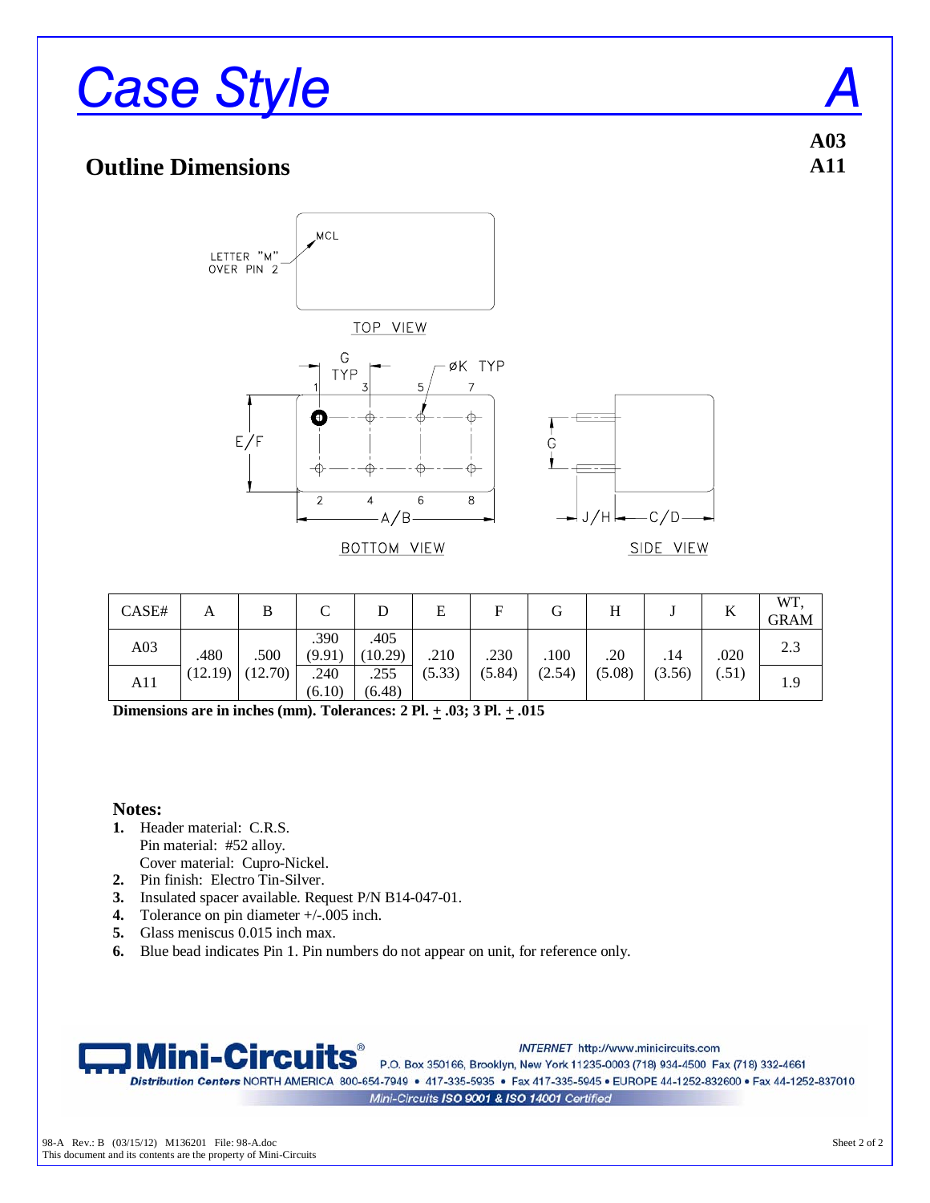# Case Style A

**A03**
**A11**

## Outline Dimensions

| CASE# | A | B | C | D | E | F | G | H | J | K | WT, GRAM |
|---|---|---|---|---|---|---|---|---|---|---|---|
| A03 | .480 (12.19) | .500 (12.70) | .390 (9.91) | .405 (10.29) | .210 (5.33) | .230 (5.84) | .100 (2.54) | .20 (5.08) | .14 (3.56) | .020 (.51) | 2.3 |
| A11 | | | .240 (6.10) | .255 (6.48) | | | | | | | 1.9 |

**Dimensions are in inches (mm). Tolerances: 2 Pl. ± .03; 3 Pl. ± .015**

**Notes:**

1. Header material: C.R.S.
   Pin material: #52 alloy.
   Cover material: Cupro-Nickel.
2. Pin finish: Electro Tin-Silver.
3. Insulated spacer available. Request P/N B14-047-01.
4. Tolerance on pin diameter +/-.005 inch.
5. Glass meniscus 0.015 inch max.
6. Blue bead indicates Pin 1. Pin numbers do not appear on unit, for reference only.

**Mini-Circuits®** INTERNET http://www.minicircuits.com
P.O. Box 350166, Brooklyn, New York 11235-0003 (718) 934-4500 Fax (718) 332-4661
*Distribution Centers* NORTH AMERICA 800-654-7949 • 417-335-5935 • Fax 417-335-5945 • EUROPE 44-1252-832600 • Fax 44-1252-837010
*Mini-Circuits ISO 9001 & ISO 14001 Certified*

98-A Rev.: B (03/15/12) M136201 File: 98-A.doc
This document and its contents are the property of Mini-Circuits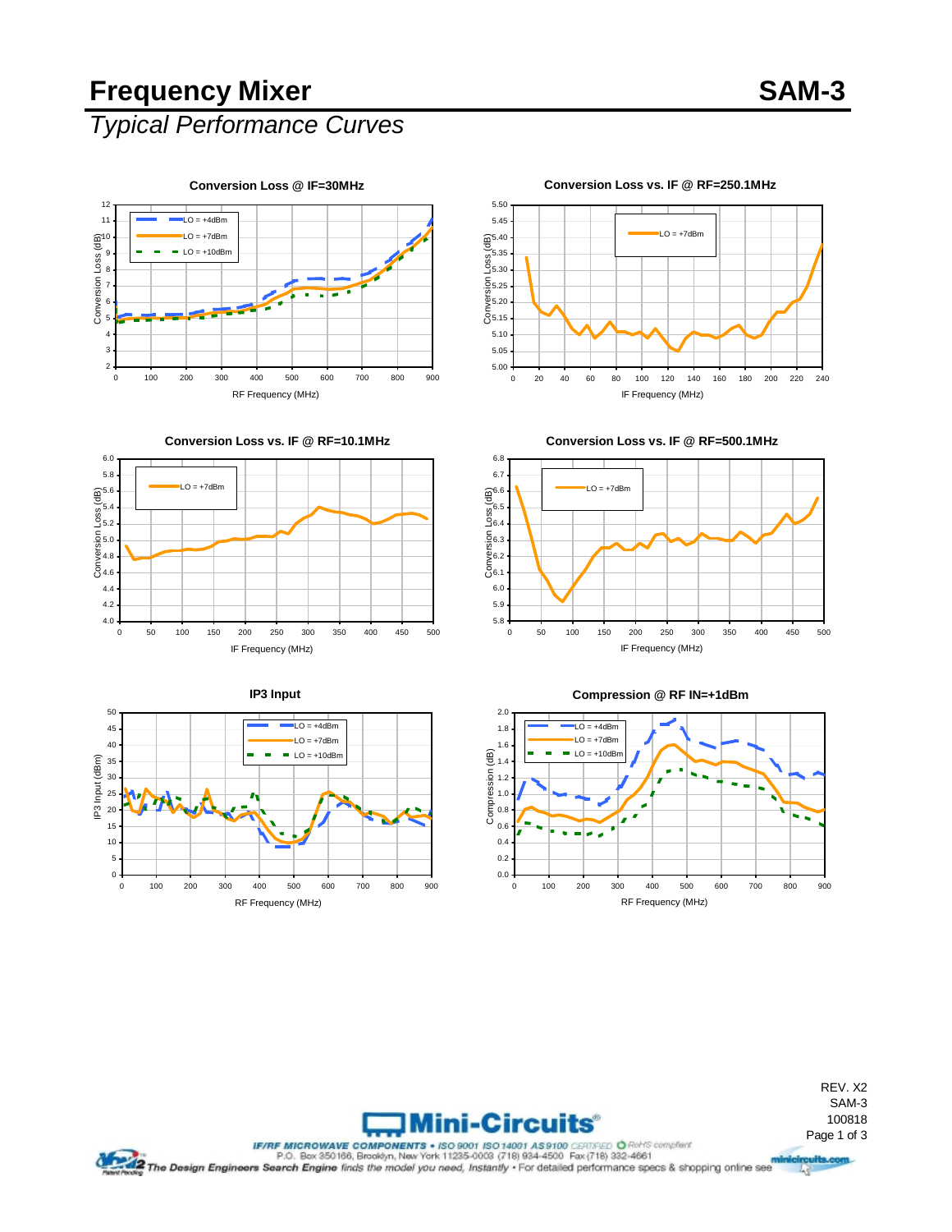# Frequency Mixer — SAM-3

## *Typical Performance Curves*

**Conversion Loss @ IF=30MHz**

Conversion Loss (dB) vs. RF Frequency (MHz) — LO = +4dBm, LO = +7dBm, LO = +10dBm

**Conversion Loss vs. IF @ RF=250.1MHz**

Conversion Loss (dB) vs. IF Frequency (MHz) — LO = +7dBm

**Conversion Loss vs. IF @ RF=10.1MHz**

Conversion Loss (dB) vs. IF Frequency (MHz) — LO = +7dBm

**Conversion Loss vs. IF @ RF=500.1MHz**

Conversion Loss (dB) vs. IF Frequency (MHz) — LO = +7dBm

**IP3 Input**

IP3 Input (dBm) vs. RF Frequency (MHz) — LO = +4dBm, LO = +7dBm, LO = +10dBm

**Compression @ RF IN=+1dBm**

Compression (dB) vs. RF Frequency (MHz) — LO = +4dBm, LO = +7dBm, LO = +10dBm

REV. X2
SAM-3
100818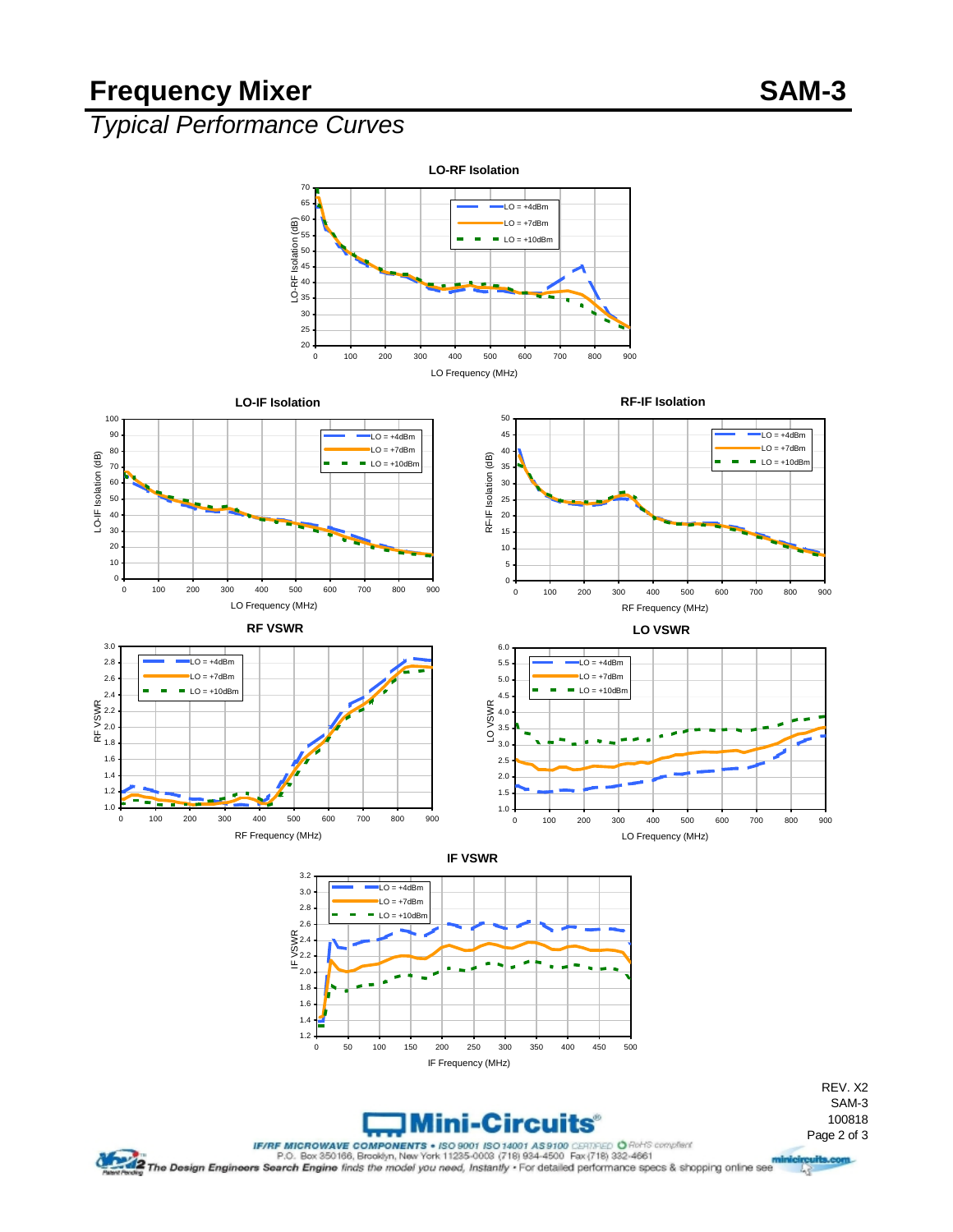# Frequency Mixer SAM-3

## Typical Performance Curves

### LO-RF Isolation

### LO-IF Isolation

### RF-IF Isolation

### RF VSWR

### LO VSWR

### IF VSWR

REV. X2
SAM-3
100818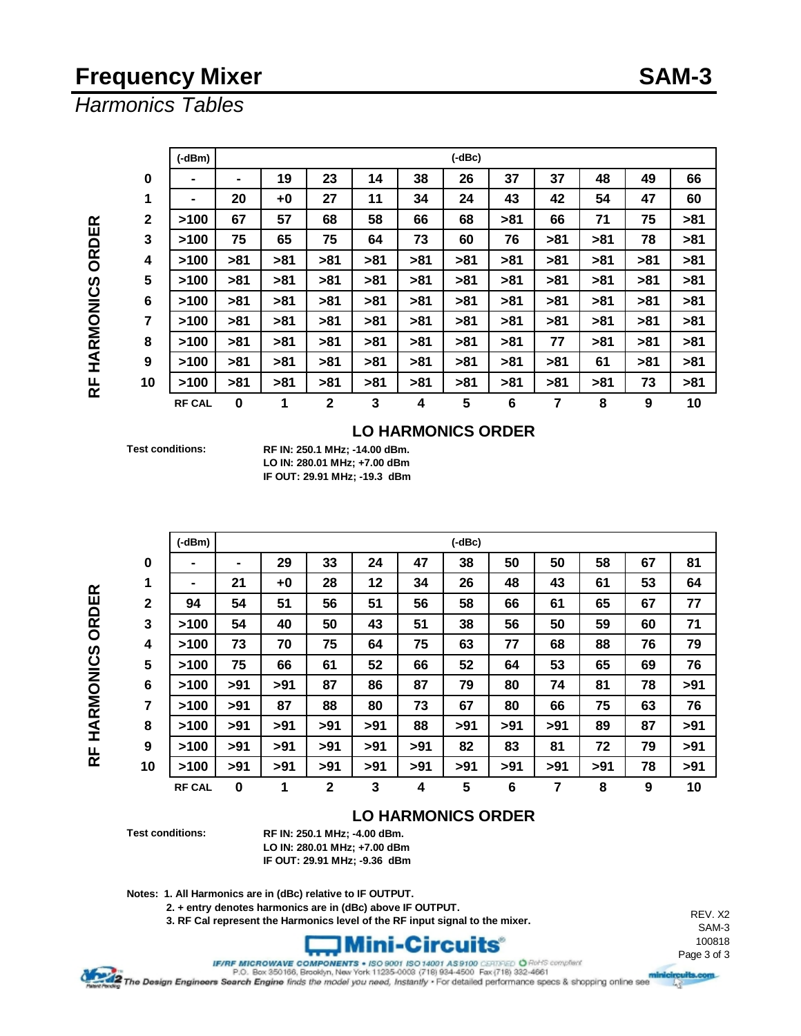# Frequency Mixer SAM-3

*Harmonics Tables*

| RF HARMONICS ORDER | (-dBm) | (-dBc) | | | | | | | | | | |
|---|---|---|---|---|---|---|---|---|---|---|---|---|
| 0 | - | - | 19 | 23 | 14 | 38 | 26 | 37 | 37 | 48 | 49 | 66 |
| 1 | - | 20 | +0 | 27 | 11 | 34 | 24 | 43 | 42 | 54 | 47 | 60 |
| 2 | >100 | 67 | 57 | 68 | 58 | 66 | 68 | >81 | 66 | 71 | 75 | >81 |
| 3 | >100 | 75 | 65 | 75 | 64 | 73 | 60 | 76 | >81 | >81 | 78 | >81 |
| 4 | >100 | >81 | >81 | >81 | >81 | >81 | >81 | >81 | >81 | >81 | >81 | >81 |
| 5 | >100 | >81 | >81 | >81 | >81 | >81 | >81 | >81 | >81 | >81 | >81 | >81 |
| 6 | >100 | >81 | >81 | >81 | >81 | >81 | >81 | >81 | >81 | >81 | >81 | >81 |
| 7 | >100 | >81 | >81 | >81 | >81 | >81 | >81 | >81 | >81 | >81 | >81 | >81 |
| 8 | >100 | >81 | >81 | >81 | >81 | >81 | >81 | >81 | 77 | >81 | >81 | >81 |
| 9 | >100 | >81 | >81 | >81 | >81 | >81 | >81 | >81 | >81 | 61 | >81 | >81 |
| 10 | >100 | >81 | >81 | >81 | >81 | >81 | >81 | >81 | >81 | >81 | 73 | >81 |
| | RF CAL | 0 | 1 | 2 | 3 | 4 | 5 | 6 | 7 | 8 | 9 | 10 |

**LO HARMONICS ORDER**

**Test conditions:**
RF IN: 250.1 MHz; -14.00 dBm.
LO IN: 280.01 MHz; +7.00 dBm
IF OUT: 29.91 MHz; -19.3 dBm

| RF HARMONICS ORDER | (-dBm) | (-dBc) | | | | | | | | | | |
|---|---|---|---|---|---|---|---|---|---|---|---|---|
| 0 | - | - | 29 | 33 | 24 | 47 | 38 | 50 | 50 | 58 | 67 | 81 |
| 1 | - | 21 | +0 | 28 | 12 | 34 | 26 | 48 | 43 | 61 | 53 | 64 |
| 2 | 94 | 54 | 51 | 56 | 51 | 56 | 58 | 66 | 61 | 65 | 67 | 77 |
| 3 | >100 | 54 | 40 | 50 | 43 | 51 | 38 | 56 | 50 | 59 | 60 | 71 |
| 4 | >100 | 73 | 70 | 75 | 64 | 75 | 63 | 77 | 68 | 88 | 76 | 79 |
| 5 | >100 | 75 | 66 | 61 | 52 | 66 | 52 | 64 | 53 | 65 | 69 | 76 |
| 6 | >100 | >91 | >91 | 87 | 86 | 87 | 79 | 80 | 74 | 81 | 78 | >91 |
| 7 | >100 | >91 | 87 | 88 | 80 | 73 | 67 | 80 | 66 | 75 | 63 | 76 |
| 8 | >100 | >91 | >91 | >91 | >91 | 88 | >91 | >91 | >91 | 89 | 87 | >91 |
| 9 | >100 | >91 | >91 | >91 | >91 | >91 | 82 | 83 | 81 | 72 | 79 | >91 |
| 10 | >100 | >91 | >91 | >91 | >91 | >91 | >91 | >91 | >91 | >91 | 78 | >91 |
| | RF CAL | 0 | 1 | 2 | 3 | 4 | 5 | 6 | 7 | 8 | 9 | 10 |

**LO HARMONICS ORDER**

**Test conditions:**
RF IN: 250.1 MHz; -4.00 dBm.
LO IN: 280.01 MHz; +7.00 dBm
IF OUT: 29.91 MHz; -9.36 dBm

**Notes:**
1. All Harmonics are in (dBc) relative to IF OUTPUT.
2. + entry denotes harmonics are in (dBc) above IF OUTPUT.
3. RF Cal represent the Harmonics level of the RF input signal to the mixer.

REV. X2
SAM-3
100818